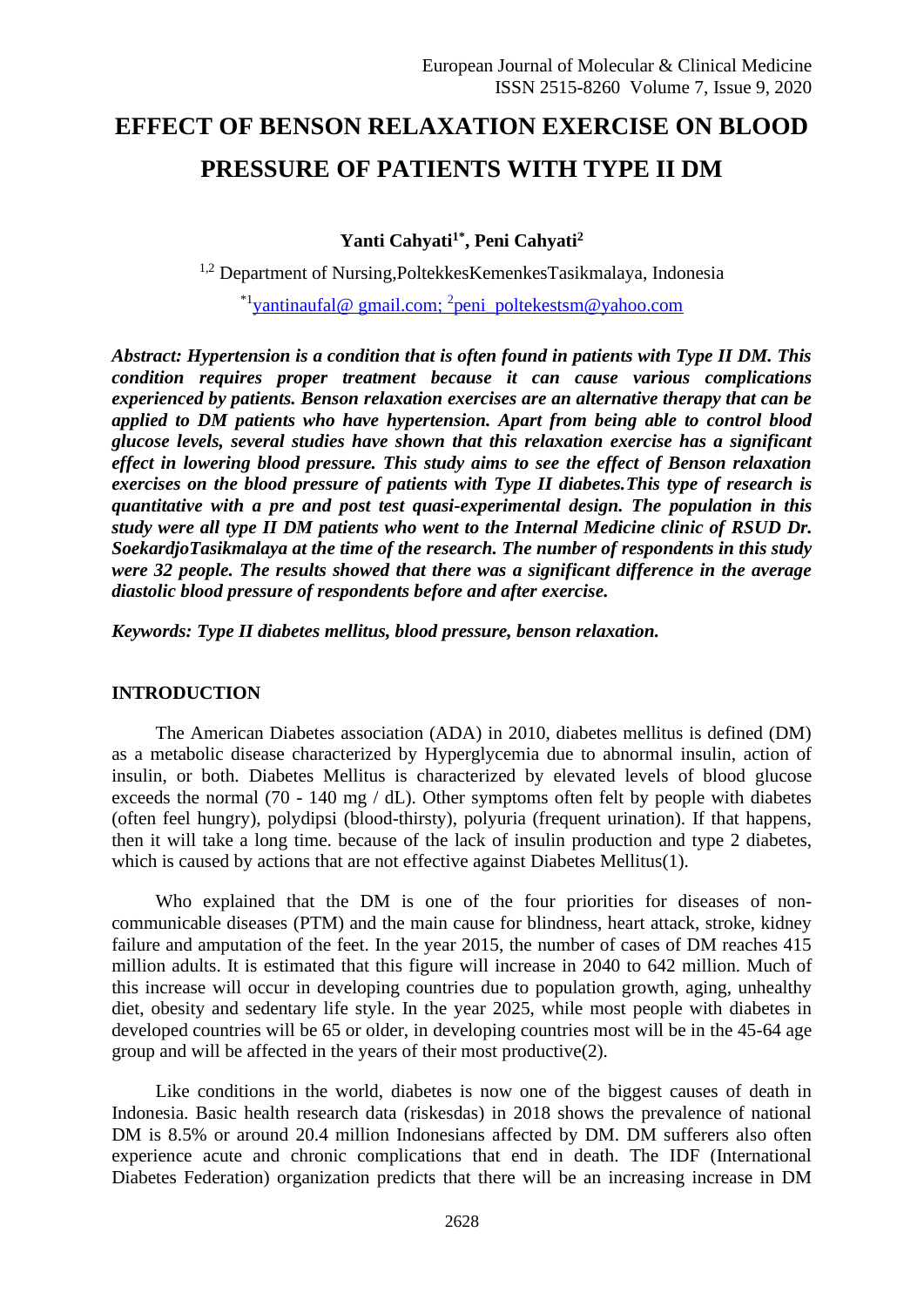# EFFECT OF BENSON RELAXATION EXERCISE ON BLOOD PRESSURE OF PATIENTS WITH TYPE II DM

**Yanti Cahyati[1*], Peni Cahyati[2]**

[1,2] Department of Nursing,PoltekkesKemenkesTasikmalaya, Indonesia

[*1]yantinaufal@ gmail.com; [2]peni_poltekestsm@yahoo.com

***Abstract: Hypertension is a condition that is often found in patients with Type II DM. This condition requires proper treatment because it can cause various complications experienced by patients. Benson relaxation exercises are an alternative therapy that can be applied to DM patients who have hypertension. Apart from being able to control blood glucose levels, several studies have shown that this relaxation exercise has a significant effect in lowering blood pressure. This study aims to see the effect of Benson relaxation exercises on the blood pressure of patients with Type II diabetes.This type of research is quantitative with a pre and post test quasi-experimental design. The population in this study were all type II DM patients who went to the Internal Medicine clinic of RSUD Dr. SoekardjoTasikmalaya at the time of the research. The number of respondents in this study were 32 people. The results showed that there was a significant difference in the average diastolic blood pressure of respondents before and after exercise.***

***Keywords: Type II diabetes mellitus, blood pressure, benson relaxation.***

## INTRODUCTION

The American Diabetes association (ADA) in 2010, diabetes mellitus is defined (DM) as a metabolic disease characterized by Hyperglycemia due to abnormal insulin, action of insulin, or both. Diabetes Mellitus is characterized by elevated levels of blood glucose exceeds the normal (70 - 140 mg / dL). Other symptoms often felt by people with diabetes (often feel hungry), polydipsi (blood-thirsty), polyuria (frequent urination). If that happens, then it will take a long time. because of the lack of insulin production and type 2 diabetes, which is caused by actions that are not effective against Diabetes Mellitus(1).

Who explained that the DM is one of the four priorities for diseases of non-communicable diseases (PTM) and the main cause for blindness, heart attack, stroke, kidney failure and amputation of the feet. In the year 2015, the number of cases of DM reaches 415 million adults. It is estimated that this figure will increase in 2040 to 642 million. Much of this increase will occur in developing countries due to population growth, aging, unhealthy diet, obesity and sedentary life style. In the year 2025, while most people with diabetes in developed countries will be 65 or older, in developing countries most will be in the 45-64 age group and will be affected in the years of their most productive(2).

Like conditions in the world, diabetes is now one of the biggest causes of death in Indonesia. Basic health research data (riskesdas) in 2018 shows the prevalence of national DM is 8.5% or around 20.4 million Indonesians affected by DM. DM sufferers also often experience acute and chronic complications that end in death. The IDF (International Diabetes Federation) organization predicts that there will be an increasing increase in DM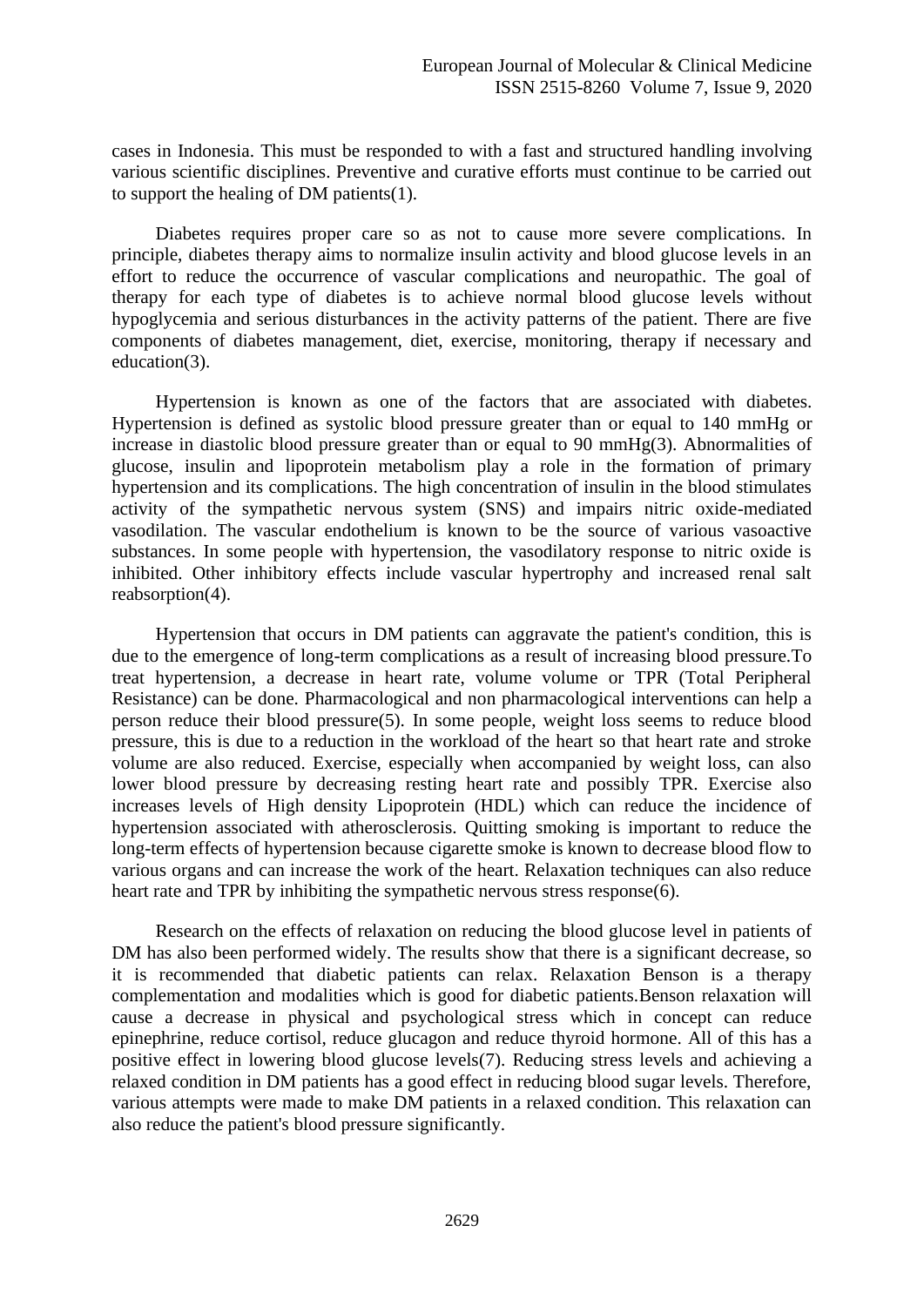cases in Indonesia. This must be responded to with a fast and structured handling involving various scientific disciplines. Preventive and curative efforts must continue to be carried out to support the healing of DM patients(1).

Diabetes requires proper care so as not to cause more severe complications. In principle, diabetes therapy aims to normalize insulin activity and blood glucose levels in an effort to reduce the occurrence of vascular complications and neuropathic. The goal of therapy for each type of diabetes is to achieve normal blood glucose levels without hypoglycemia and serious disturbances in the activity patterns of the patient. There are five components of diabetes management, diet, exercise, monitoring, therapy if necessary and education(3).

Hypertension is known as one of the factors that are associated with diabetes. Hypertension is defined as systolic blood pressure greater than or equal to 140 mmHg or increase in diastolic blood pressure greater than or equal to 90 mmHg(3). Abnormalities of glucose, insulin and lipoprotein metabolism play a role in the formation of primary hypertension and its complications. The high concentration of insulin in the blood stimulates activity of the sympathetic nervous system (SNS) and impairs nitric oxide-mediated vasodilation. The vascular endothelium is known to be the source of various vasoactive substances. In some people with hypertension, the vasodilatory response to nitric oxide is inhibited. Other inhibitory effects include vascular hypertrophy and increased renal salt reabsorption(4).

Hypertension that occurs in DM patients can aggravate the patient's condition, this is due to the emergence of long-term complications as a result of increasing blood pressure.To treat hypertension, a decrease in heart rate, volume volume or TPR (Total Peripheral Resistance) can be done. Pharmacological and non pharmacological interventions can help a person reduce their blood pressure(5). In some people, weight loss seems to reduce blood pressure, this is due to a reduction in the workload of the heart so that heart rate and stroke volume are also reduced. Exercise, especially when accompanied by weight loss, can also lower blood pressure by decreasing resting heart rate and possibly TPR. Exercise also increases levels of High density Lipoprotein (HDL) which can reduce the incidence of hypertension associated with atherosclerosis. Quitting smoking is important to reduce the long-term effects of hypertension because cigarette smoke is known to decrease blood flow to various organs and can increase the work of the heart. Relaxation techniques can also reduce heart rate and TPR by inhibiting the sympathetic nervous stress response(6).

Research on the effects of relaxation on reducing the blood glucose level in patients of DM has also been performed widely. The results show that there is a significant decrease, so it is recommended that diabetic patients can relax. Relaxation Benson is a therapy complementation and modalities which is good for diabetic patients.Benson relaxation will cause a decrease in physical and psychological stress which in concept can reduce epinephrine, reduce cortisol, reduce glucagon and reduce thyroid hormone. All of this has a positive effect in lowering blood glucose levels(7). Reducing stress levels and achieving a relaxed condition in DM patients has a good effect in reducing blood sugar levels. Therefore, various attempts were made to make DM patients in a relaxed condition. This relaxation can also reduce the patient's blood pressure significantly.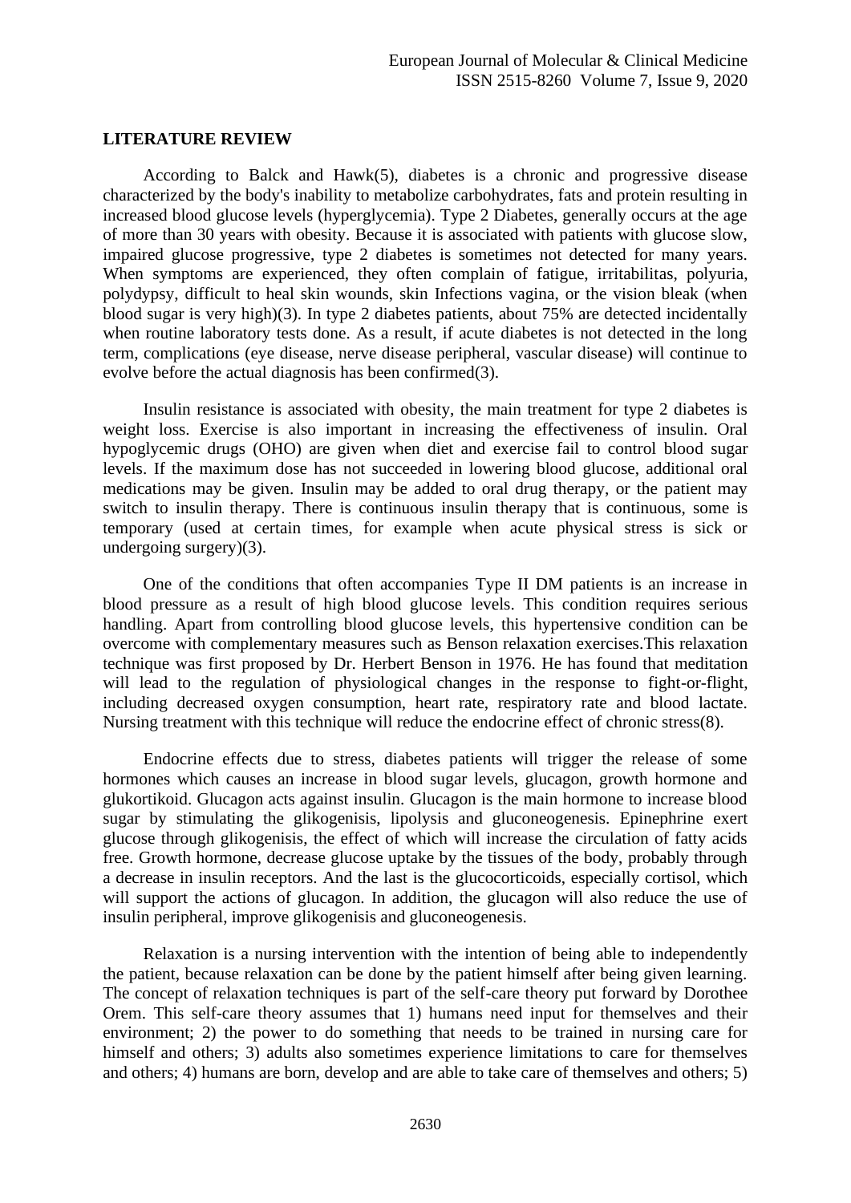## LITERATURE REVIEW

According to Balck and Hawk(5), diabetes is a chronic and progressive disease characterized by the body's inability to metabolize carbohydrates, fats and protein resulting in increased blood glucose levels (hyperglycemia). Type 2 Diabetes, generally occurs at the age of more than 30 years with obesity. Because it is associated with patients with glucose slow, impaired glucose progressive, type 2 diabetes is sometimes not detected for many years. When symptoms are experienced, they often complain of fatigue, irritabilitas, polyuria, polydypsy, difficult to heal skin wounds, skin Infections vagina, or the vision bleak (when blood sugar is very high)(3). In type 2 diabetes patients, about 75% are detected incidentally when routine laboratory tests done. As a result, if acute diabetes is not detected in the long term, complications (eye disease, nerve disease peripheral, vascular disease) will continue to evolve before the actual diagnosis has been confirmed(3).

Insulin resistance is associated with obesity, the main treatment for type 2 diabetes is weight loss. Exercise is also important in increasing the effectiveness of insulin. Oral hypoglycemic drugs (OHO) are given when diet and exercise fail to control blood sugar levels. If the maximum dose has not succeeded in lowering blood glucose, additional oral medications may be given. Insulin may be added to oral drug therapy, or the patient may switch to insulin therapy. There is continuous insulin therapy that is continuous, some is temporary (used at certain times, for example when acute physical stress is sick or undergoing surgery)(3).

One of the conditions that often accompanies Type II DM patients is an increase in blood pressure as a result of high blood glucose levels. This condition requires serious handling. Apart from controlling blood glucose levels, this hypertensive condition can be overcome with complementary measures such as Benson relaxation exercises.This relaxation technique was first proposed by Dr. Herbert Benson in 1976. He has found that meditation will lead to the regulation of physiological changes in the response to fight-or-flight, including decreased oxygen consumption, heart rate, respiratory rate and blood lactate. Nursing treatment with this technique will reduce the endocrine effect of chronic stress(8).

Endocrine effects due to stress, diabetes patients will trigger the release of some hormones which causes an increase in blood sugar levels, glucagon, growth hormone and glukortikoid. Glucagon acts against insulin. Glucagon is the main hormone to increase blood sugar by stimulating the glikogenisis, lipolysis and gluconeogenesis. Epinephrine exert glucose through glikogenisis, the effect of which will increase the circulation of fatty acids free. Growth hormone, decrease glucose uptake by the tissues of the body, probably through a decrease in insulin receptors. And the last is the glucocorticoids, especially cortisol, which will support the actions of glucagon. In addition, the glucagon will also reduce the use of insulin peripheral, improve glikogenisis and gluconeogenesis.

Relaxation is a nursing intervention with the intention of being able to independently the patient, because relaxation can be done by the patient himself after being given learning. The concept of relaxation techniques is part of the self-care theory put forward by Dorothee Orem. This self-care theory assumes that 1) humans need input for themselves and their environment; 2) the power to do something that needs to be trained in nursing care for himself and others; 3) adults also sometimes experience limitations to care for themselves and others; 4) humans are born, develop and are able to take care of themselves and others; 5)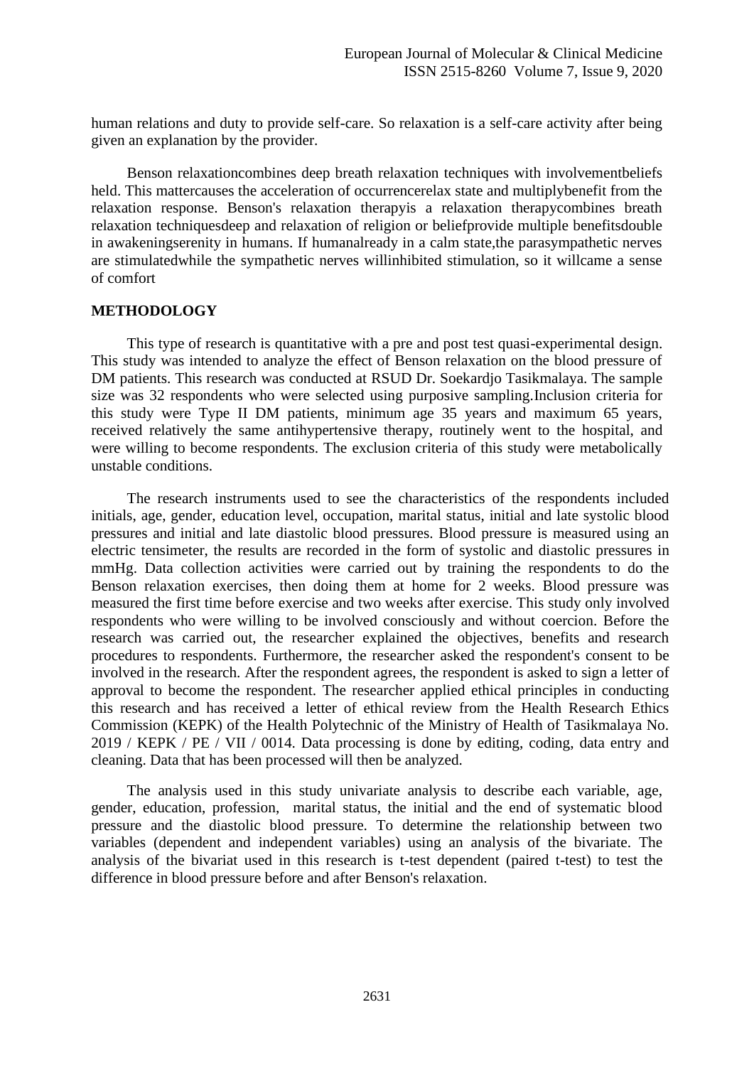human relations and duty to provide self-care. So relaxation is a self-care activity after being given an explanation by the provider.

Benson relaxationcombines deep breath relaxation techniques with involvementbeliefs held. This mattercauses the acceleration of occurrencerelax state and multiplybenefit from the relaxation response. Benson's relaxation therapyis a relaxation therapycombines breath relaxation techniquesdeep and relaxation of religion or beliefprovide multiple benefitsdouble in awakeningserenity in humans. If humanalready in a calm state,the parasympathetic nerves are stimulatedwhile the sympathetic nerves willinhibited stimulation, so it willcame a sense of comfort

## METHODOLOGY

This type of research is quantitative with a pre and post test quasi-experimental design. This study was intended to analyze the effect of Benson relaxation on the blood pressure of DM patients. This research was conducted at RSUD Dr. Soekardjo Tasikmalaya. The sample size was 32 respondents who were selected using purposive sampling.Inclusion criteria for this study were Type II DM patients, minimum age 35 years and maximum 65 years, received relatively the same antihypertensive therapy, routinely went to the hospital, and were willing to become respondents. The exclusion criteria of this study were metabolically unstable conditions.

The research instruments used to see the characteristics of the respondents included initials, age, gender, education level, occupation, marital status, initial and late systolic blood pressures and initial and late diastolic blood pressures. Blood pressure is measured using an electric tensimeter, the results are recorded in the form of systolic and diastolic pressures in mmHg. Data collection activities were carried out by training the respondents to do the Benson relaxation exercises, then doing them at home for 2 weeks. Blood pressure was measured the first time before exercise and two weeks after exercise. This study only involved respondents who were willing to be involved consciously and without coercion. Before the research was carried out, the researcher explained the objectives, benefits and research procedures to respondents. Furthermore, the researcher asked the respondent's consent to be involved in the research. After the respondent agrees, the respondent is asked to sign a letter of approval to become the respondent. The researcher applied ethical principles in conducting this research and has received a letter of ethical review from the Health Research Ethics Commission (KEPK) of the Health Polytechnic of the Ministry of Health of Tasikmalaya No. 2019 / KEPK / PE / VII / 0014. Data processing is done by editing, coding, data entry and cleaning. Data that has been processed will then be analyzed.

The analysis used in this study univariate analysis to describe each variable, age, gender, education, profession, marital status, the initial and the end of systematic blood pressure and the diastolic blood pressure. To determine the relationship between two variables (dependent and independent variables) using an analysis of the bivariate. The analysis of the bivariat used in this research is t-test dependent (paired t-test) to test the difference in blood pressure before and after Benson's relaxation.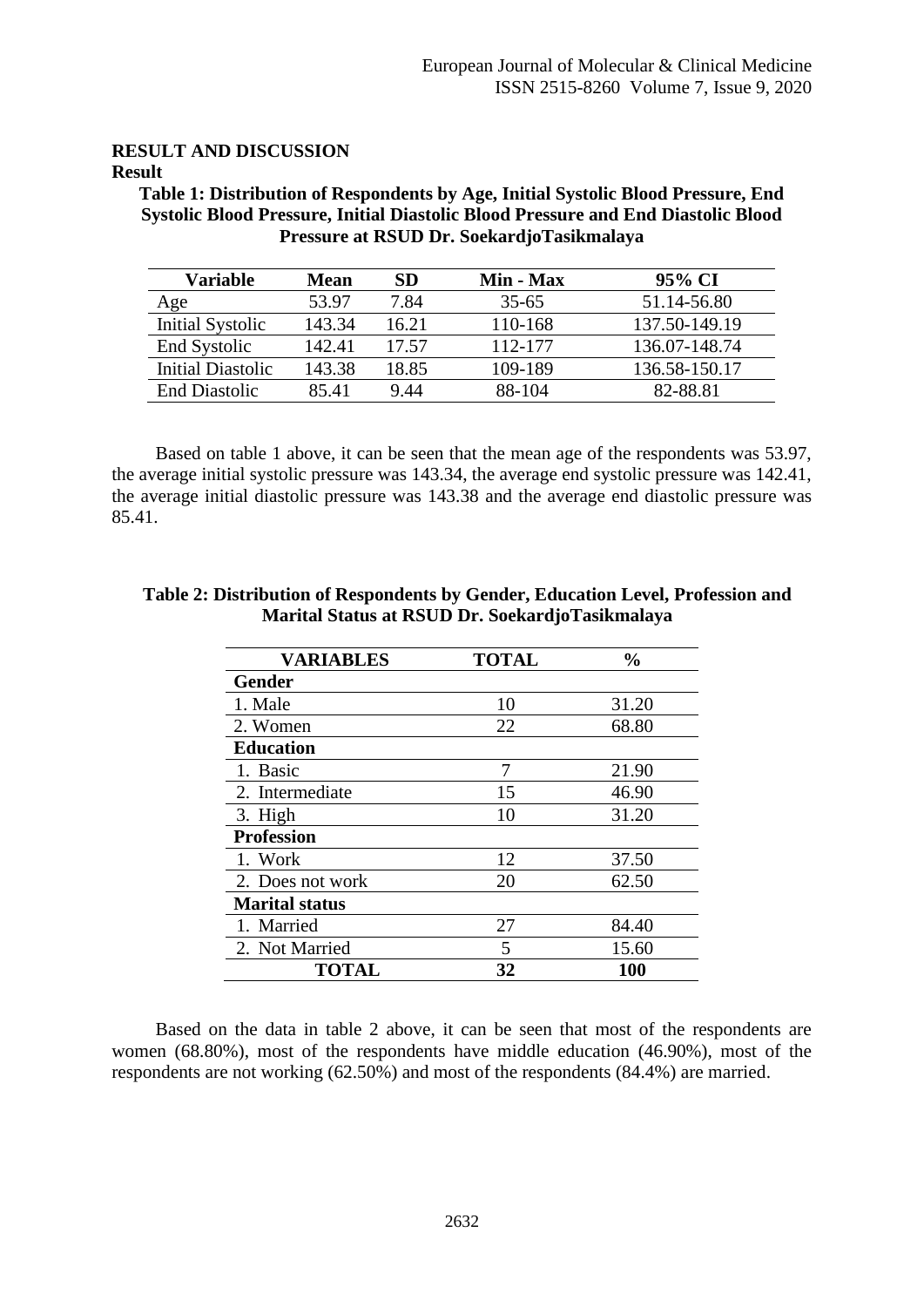## RESULT AND DISCUSSION

### Result

**Table 1: Distribution of Respondents by Age, Initial Systolic Blood Pressure, End Systolic Blood Pressure, Initial Diastolic Blood Pressure and End Diastolic Blood Pressure at RSUD Dr. SoekardjoTasikmalaya**

| Variable | Mean | SD | Min - Max | 95% CI |
|---|---|---|---|---|
| Age | 53.97 | 7.84 | 35-65 | 51.14-56.80 |
| Initial Systolic | 143.34 | 16.21 | 110-168 | 137.50-149.19 |
| End Systolic | 142.41 | 17.57 | 112-177 | 136.07-148.74 |
| Initial Diastolic | 143.38 | 18.85 | 109-189 | 136.58-150.17 |
| End Diastolic | 85.41 | 9.44 | 88-104 | 82-88.81 |

Based on table 1 above, it can be seen that the mean age of the respondents was 53.97, the average initial systolic pressure was 143.34, the average end systolic pressure was 142.41, the average initial diastolic pressure was 143.38 and the average end diastolic pressure was 85.41.

**Table 2: Distribution of Respondents by Gender, Education Level, Profession and Marital Status at RSUD Dr. SoekardjoTasikmalaya**

| VARIABLES | TOTAL | % |
|---|---|---|
| **Gender** | | |
| 1. Male | 10 | 31.20 |
| 2. Women | 22 | 68.80 |
| **Education** | | |
| 1. Basic | 7 | 21.90 |
| 2. Intermediate | 15 | 46.90 |
| 3. High | 10 | 31.20 |
| **Profession** | | |
| 1. Work | 12 | 37.50 |
| 2. Does not work | 20 | 62.50 |
| **Marital status** | | |
| 1. Married | 27 | 84.40 |
| 2. Not Married | 5 | 15.60 |
| **TOTAL** | **32** | **100** |

Based on the data in table 2 above, it can be seen that most of the respondents are women (68.80%), most of the respondents have middle education (46.90%), most of the respondents are not working (62.50%) and most of the respondents (84.4%) are married.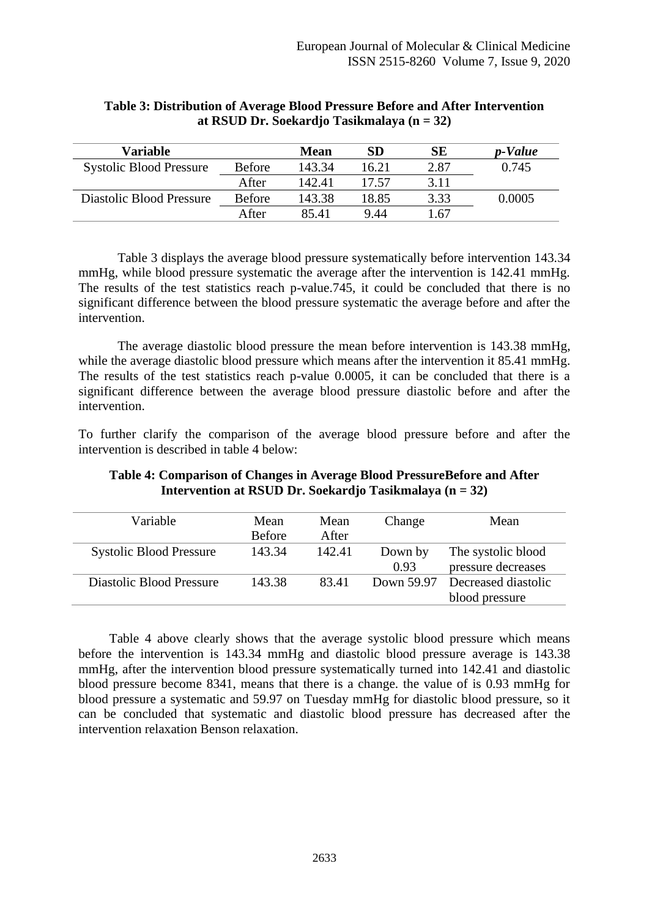**Table 3: Distribution of Average Blood Pressure Before and After Intervention at RSUD Dr. Soekardjo Tasikmalaya (n = 32)**

| Variable | | Mean | SD | SE | *p-Value* |
|---|---|---|---|---|---|
| Systolic Blood Pressure | Before | 143.34 | 16.21 | 2.87 | 0.745 |
| | After | 142.41 | 17.57 | 3.11 | |
| Diastolic Blood Pressure | Before | 143.38 | 18.85 | 3.33 | 0.0005 |
| | After | 85.41 | 9.44 | 1.67 | |

Table 3 displays the average blood pressure systematically before intervention 143.34 mmHg, while blood pressure systematic the average after the intervention is 142.41 mmHg. The results of the test statistics reach p-value.745, it could be concluded that there is no significant difference between the blood pressure systematic the average before and after the intervention.

The average diastolic blood pressure the mean before intervention is 143.38 mmHg, while the average diastolic blood pressure which means after the intervention it 85.41 mmHg. The results of the test statistics reach p-value 0.0005, it can be concluded that there is a significant difference between the average blood pressure diastolic before and after the intervention.

To further clarify the comparison of the average blood pressure before and after the intervention is described in table 4 below:

**Table 4: Comparison of Changes in Average Blood PressureBefore and After Intervention at RSUD Dr. Soekardjo Tasikmalaya (n = 32)**

| Variable | Mean Before | Mean After | Change | Mean |
|---|---|---|---|---|
| Systolic Blood Pressure | 143.34 | 142.41 | Down by 0.93 | The systolic blood pressure decreases |
| Diastolic Blood Pressure | 143.38 | 83.41 | Down 59.97 | Decreased diastolic blood pressure |

Table 4 above clearly shows that the average systolic blood pressure which means before the intervention is 143.34 mmHg and diastolic blood pressure average is 143.38 mmHg, after the intervention blood pressure systematically turned into 142.41 and diastolic blood pressure become 8341, means that there is a change. the value of is 0.93 mmHg for blood pressure a systematic and 59.97 on Tuesday mmHg for diastolic blood pressure, so it can be concluded that systematic and diastolic blood pressure has decreased after the intervention relaxation Benson relaxation.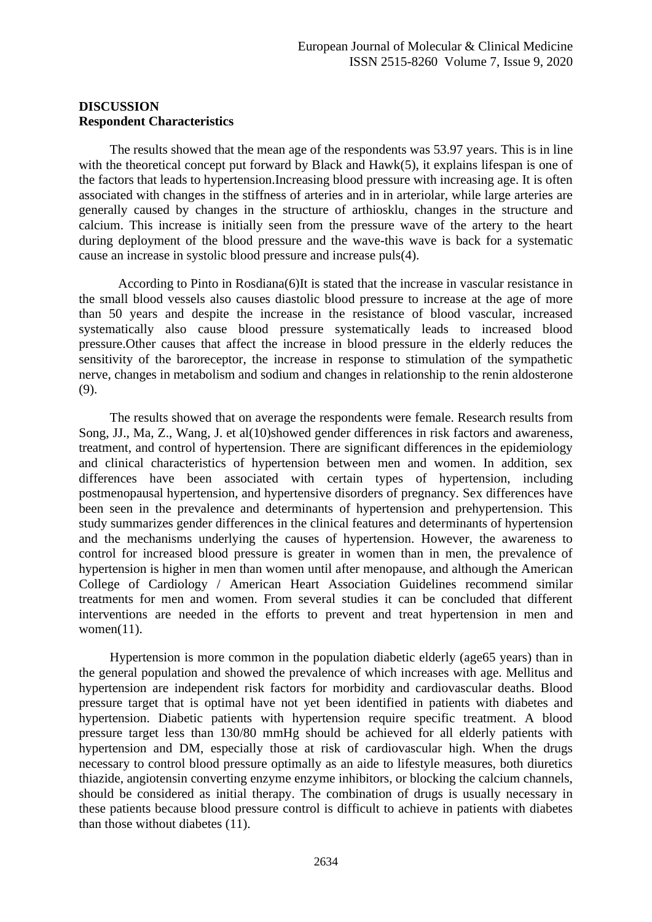**DISCUSSION**
**Respondent Characteristics**

The results showed that the mean age of the respondents was 53.97 years. This is in line with the theoretical concept put forward by Black and Hawk(5), it explains lifespan is one of the factors that leads to hypertension.Increasing blood pressure with increasing age. It is often associated with changes in the stiffness of arteries and in in arteriolar, while large arteries are generally caused by changes in the structure of arthiosklu, changes in the structure and calcium. This increase is initially seen from the pressure wave of the artery to the heart during deployment of the blood pressure and the wave-this wave is back for a systematic cause an increase in systolic blood pressure and increase puls(4).

According to Pinto in Rosdiana(6)It is stated that the increase in vascular resistance in the small blood vessels also causes diastolic blood pressure to increase at the age of more than 50 years and despite the increase in the resistance of blood vascular, increased systematically also cause blood pressure systematically leads to increased blood pressure.Other causes that affect the increase in blood pressure in the elderly reduces the sensitivity of the baroreceptor, the increase in response to stimulation of the sympathetic nerve, changes in metabolism and sodium and changes in relationship to the renin aldosterone (9).

The results showed that on average the respondents were female. Research results from Song, JJ., Ma, Z., Wang, J. et al(10)showed gender differences in risk factors and awareness, treatment, and control of hypertension. There are significant differences in the epidemiology and clinical characteristics of hypertension between men and women. In addition, sex differences have been associated with certain types of hypertension, including postmenopausal hypertension, and hypertensive disorders of pregnancy. Sex differences have been seen in the prevalence and determinants of hypertension and prehypertension. This study summarizes gender differences in the clinical features and determinants of hypertension and the mechanisms underlying the causes of hypertension. However, the awareness to control for increased blood pressure is greater in women than in men, the prevalence of hypertension is higher in men than women until after menopause, and although the American College of Cardiology / American Heart Association Guidelines recommend similar treatments for men and women. From several studies it can be concluded that different interventions are needed in the efforts to prevent and treat hypertension in men and women(11).

Hypertension is more common in the population diabetic elderly (age65 years) than in the general population and showed the prevalence of which increases with age. Mellitus and hypertension are independent risk factors for morbidity and cardiovascular deaths. Blood pressure target that is optimal have not yet been identified in patients with diabetes and hypertension. Diabetic patients with hypertension require specific treatment. A blood pressure target less than 130/80 mmHg should be achieved for all elderly patients with hypertension and DM, especially those at risk of cardiovascular high. When the drugs necessary to control blood pressure optimally as an aide to lifestyle measures, both diuretics thiazide, angiotensin converting enzyme enzyme inhibitors, or blocking the calcium channels, should be considered as initial therapy. The combination of drugs is usually necessary in these patients because blood pressure control is difficult to achieve in patients with diabetes than those without diabetes (11).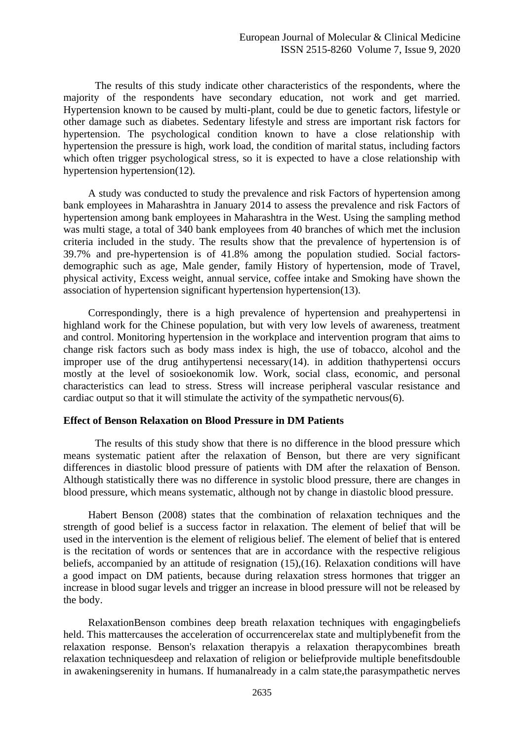The results of this study indicate other characteristics of the respondents, where the majority of the respondents have secondary education, not work and get married. Hypertension known to be caused by multi-plant, could be due to genetic factors, lifestyle or other damage such as diabetes. Sedentary lifestyle and stress are important risk factors for hypertension. The psychological condition known to have a close relationship with hypertension the pressure is high, work load, the condition of marital status, including factors which often trigger psychological stress, so it is expected to have a close relationship with hypertension hypertension(12).

A study was conducted to study the prevalence and risk Factors of hypertension among bank employees in Maharashtra in January 2014 to assess the prevalence and risk Factors of hypertension among bank employees in Maharashtra in the West. Using the sampling method was multi stage, a total of 340 bank employees from 40 branches of which met the inclusion criteria included in the study. The results show that the prevalence of hypertension is of 39.7% and pre-hypertension is of 41.8% among the population studied. Social factors-demographic such as age, Male gender, family History of hypertension, mode of Travel, physical activity, Excess weight, annual service, coffee intake and Smoking have shown the association of hypertension significant hypertension hypertension(13).

Correspondingly, there is a high prevalence of hypertension and preahypertensi in highland work for the Chinese population, but with very low levels of awareness, treatment and control. Monitoring hypertension in the workplace and intervention program that aims to change risk factors such as body mass index is high, the use of tobacco, alcohol and the improper use of the drug antihypertensi necessary(14). in addition thathypertensi occurs mostly at the level of sosioekonomik low. Work, social class, economic, and personal characteristics can lead to stress. Stress will increase peripheral vascular resistance and cardiac output so that it will stimulate the activity of the sympathetic nervous(6).

**Effect of Benson Relaxation on Blood Pressure in DM Patients**

The results of this study show that there is no difference in the blood pressure which means systematic patient after the relaxation of Benson, but there are very significant differences in diastolic blood pressure of patients with DM after the relaxation of Benson. Although statistically there was no difference in systolic blood pressure, there are changes in blood pressure, which means systematic, although not by change in diastolic blood pressure.

Habert Benson (2008) states that the combination of relaxation techniques and the strength of good belief is a success factor in relaxation. The element of belief that will be used in the intervention is the element of religious belief. The element of belief that is entered is the recitation of words or sentences that are in accordance with the respective religious beliefs, accompanied by an attitude of resignation (15),(16). Relaxation conditions will have a good impact on DM patients, because during relaxation stress hormones that trigger an increase in blood sugar levels and trigger an increase in blood pressure will not be released by the body.

RelaxationBenson combines deep breath relaxation techniques with engagingbeliefs held. This mattercauses the acceleration of occurrencerelax state and multiplybenefit from the relaxation response. Benson's relaxation therapyis a relaxation therapycombines breath relaxation techniquesdeep and relaxation of religion or beliefprovide multiple benefitsdouble in awakeningserenity in humans. If humanalready in a calm state,the parasympathetic nerves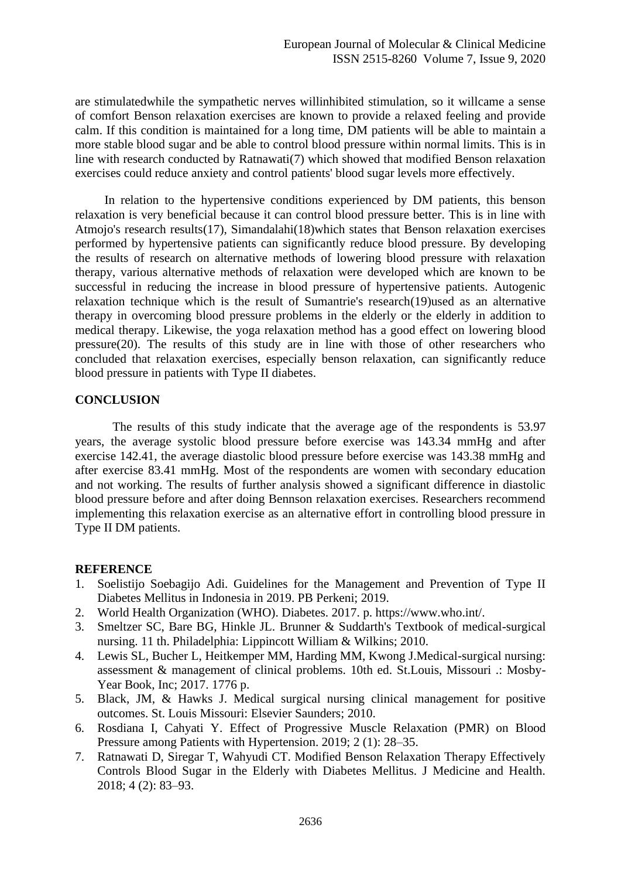are stimulatedwhile the sympathetic nerves willinhibited stimulation, so it willcame a sense of comfort Benson relaxation exercises are known to provide a relaxed feeling and provide calm. If this condition is maintained for a long time, DM patients will be able to maintain a more stable blood sugar and be able to control blood pressure within normal limits. This is in line with research conducted by Ratnawati(7) which showed that modified Benson relaxation exercises could reduce anxiety and control patients' blood sugar levels more effectively.

In relation to the hypertensive conditions experienced by DM patients, this benson relaxation is very beneficial because it can control blood pressure better. This is in line with Atmojo's research results(17), Simandalahi(18)which states that Benson relaxation exercises performed by hypertensive patients can significantly reduce blood pressure. By developing the results of research on alternative methods of lowering blood pressure with relaxation therapy, various alternative methods of relaxation were developed which are known to be successful in reducing the increase in blood pressure of hypertensive patients. Autogenic relaxation technique which is the result of Sumantrie's research(19)used as an alternative therapy in overcoming blood pressure problems in the elderly or the elderly in addition to medical therapy. Likewise, the yoga relaxation method has a good effect on lowering blood pressure(20). The results of this study are in line with those of other researchers who concluded that relaxation exercises, especially benson relaxation, can significantly reduce blood pressure in patients with Type II diabetes.

## CONCLUSION

The results of this study indicate that the average age of the respondents is 53.97 years, the average systolic blood pressure before exercise was 143.34 mmHg and after exercise 142.41, the average diastolic blood pressure before exercise was 143.38 mmHg and after exercise 83.41 mmHg. Most of the respondents are women with secondary education and not working. The results of further analysis showed a significant difference in diastolic blood pressure before and after doing Bennson relaxation exercises. Researchers recommend implementing this relaxation exercise as an alternative effort in controlling blood pressure in Type II DM patients.

## REFERENCE

1. Soelistijo Soebagijo Adi. Guidelines for the Management and Prevention of Type II Diabetes Mellitus in Indonesia in 2019. PB Perkeni; 2019.
2. World Health Organization (WHO). Diabetes. 2017. p. https://www.who.int/.
3. Smeltzer SC, Bare BG, Hinkle JL. Brunner & Suddarth's Textbook of medical-surgical nursing. 11 th. Philadelphia: Lippincott William & Wilkins; 2010.
4. Lewis SL, Bucher L, Heitkemper MM, Harding MM, Kwong J.Medical-surgical nursing: assessment & management of clinical problems. 10th ed. St.Louis, Missouri .: Mosby-Year Book, Inc; 2017. 1776 p.
5. Black, JM, & Hawks J. Medical surgical nursing clinical management for positive outcomes. St. Louis Missouri: Elsevier Saunders; 2010.
6. Rosdiana I, Cahyati Y. Effect of Progressive Muscle Relaxation (PMR) on Blood Pressure among Patients with Hypertension. 2019; 2 (1): 28–35.
7. Ratnawati D, Siregar T, Wahyudi CT. Modified Benson Relaxation Therapy Effectively Controls Blood Sugar in the Elderly with Diabetes Mellitus. J Medicine and Health. 2018; 4 (2): 83–93.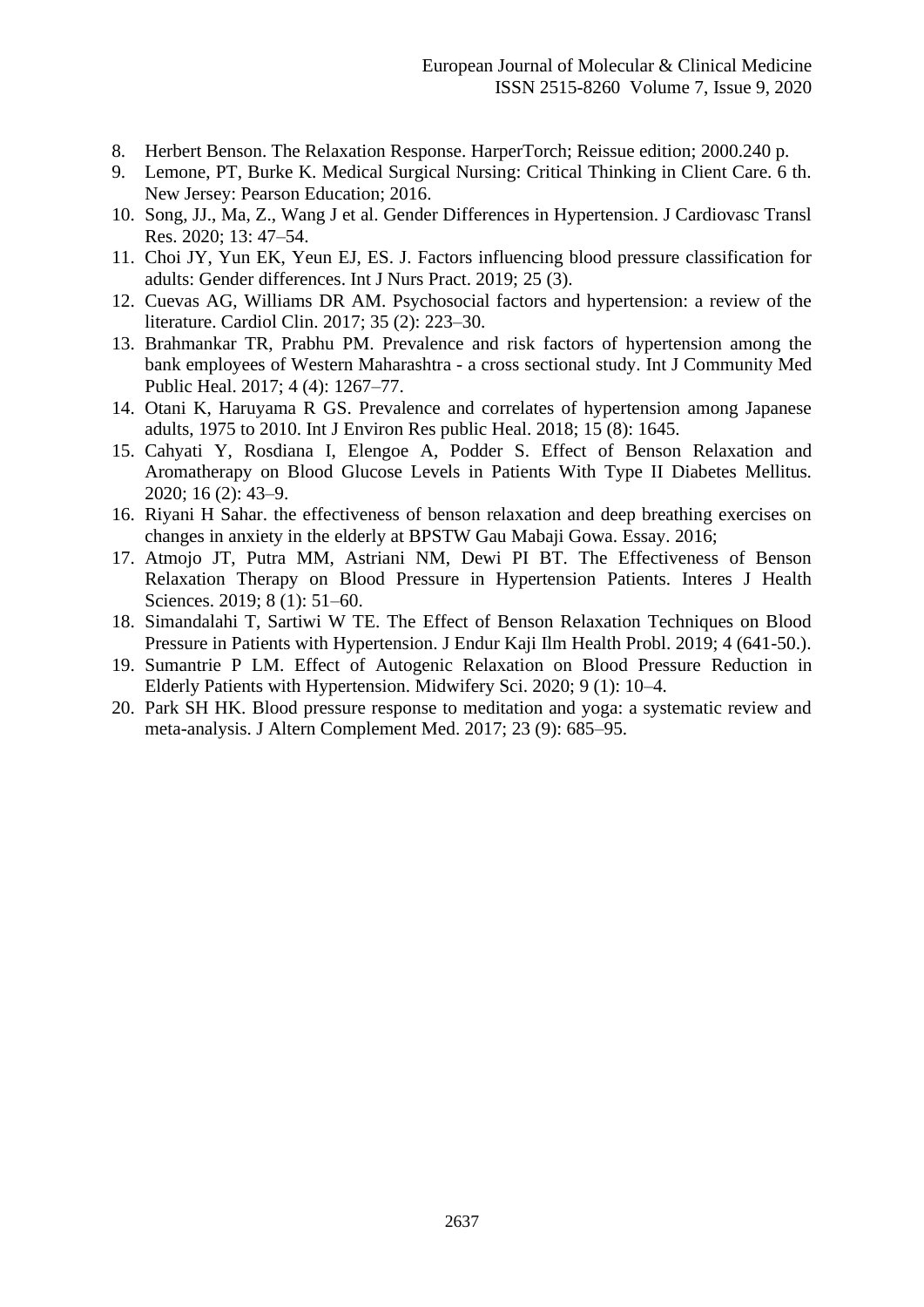8. Herbert Benson. The Relaxation Response. HarperTorch; Reissue edition; 2000.240 p.
9. Lemone, PT, Burke K. Medical Surgical Nursing: Critical Thinking in Client Care. 6 th. New Jersey: Pearson Education; 2016.
10. Song, JJ., Ma, Z., Wang J et al. Gender Differences in Hypertension. J Cardiovasc Transl Res. 2020; 13: 47–54.
11. Choi JY, Yun EK, Yeun EJ, ES. J. Factors influencing blood pressure classification for adults: Gender differences. Int J Nurs Pract. 2019; 25 (3).
12. Cuevas AG, Williams DR AM. Psychosocial factors and hypertension: a review of the literature. Cardiol Clin. 2017; 35 (2): 223–30.
13. Brahmankar TR, Prabhu PM. Prevalence and risk factors of hypertension among the bank employees of Western Maharashtra - a cross sectional study. Int J Community Med Public Heal. 2017; 4 (4): 1267–77.
14. Otani K, Haruyama R GS. Prevalence and correlates of hypertension among Japanese adults, 1975 to 2010. Int J Environ Res public Heal. 2018; 15 (8): 1645.
15. Cahyati Y, Rosdiana I, Elengoe A, Podder S. Effect of Benson Relaxation and Aromatherapy on Blood Glucose Levels in Patients With Type II Diabetes Mellitus. 2020; 16 (2): 43–9.
16. Riyani H Sahar. the effectiveness of benson relaxation and deep breathing exercises on changes in anxiety in the elderly at BPSTW Gau Mabaji Gowa. Essay. 2016;
17. Atmojo JT, Putra MM, Astriani NM, Dewi PI BT. The Effectiveness of Benson Relaxation Therapy on Blood Pressure in Hypertension Patients. Interes J Health Sciences. 2019; 8 (1): 51–60.
18. Simandalahi T, Sartiwi W TE. The Effect of Benson Relaxation Techniques on Blood Pressure in Patients with Hypertension. J Endur Kaji Ilm Health Probl. 2019; 4 (641-50.).
19. Sumantrie P LM. Effect of Autogenic Relaxation on Blood Pressure Reduction in Elderly Patients with Hypertension. Midwifery Sci. 2020; 9 (1): 10–4.
20. Park SH HK. Blood pressure response to meditation and yoga: a systematic review and meta-analysis. J Altern Complement Med. 2017; 23 (9): 685–95.